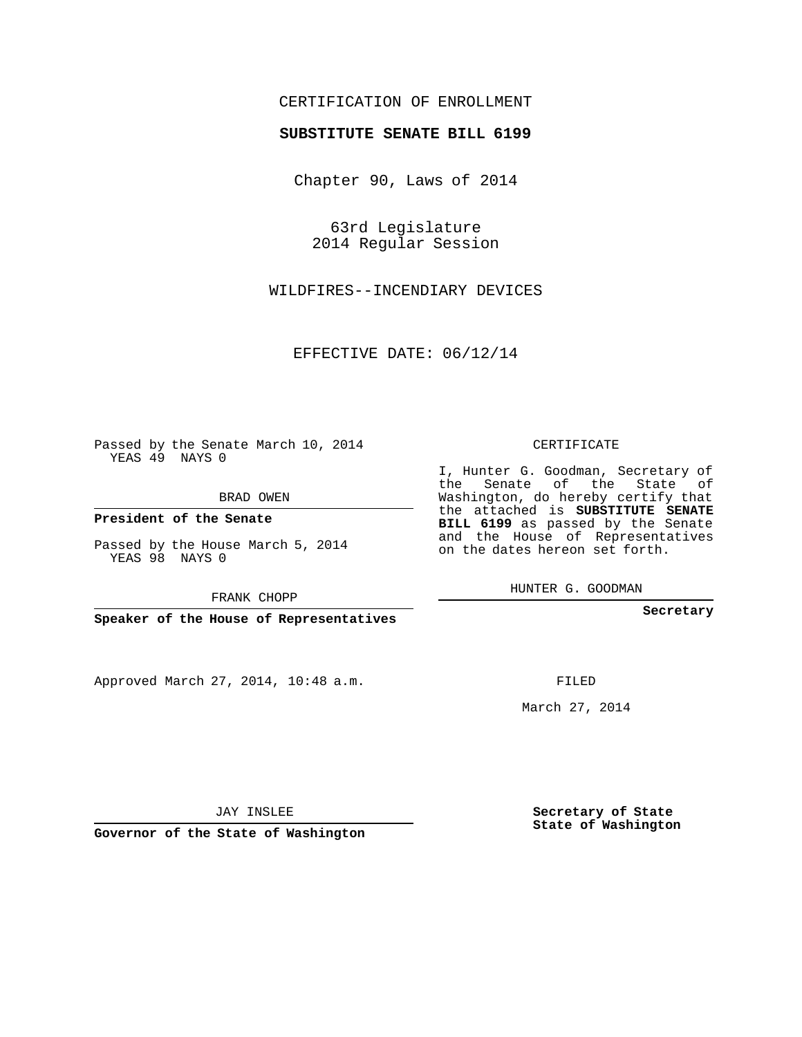CERTIFICATION OF ENROLLMENT

**SUBSTITUTE SENATE BILL 6199**

Chapter 90, Laws of 2014

63rd Legislature
2014 Regular Session

WILDFIRES--INCENDIARY DEVICES

EFFECTIVE DATE: 06/12/14

Passed by the Senate March 10, 2014
YEAS 49 NAYS 0

BRAD OWEN

**President of the Senate**

Passed by the House March 5, 2014
YEAS 98 NAYS 0

FRANK CHOPP

**Speaker of the House of Representatives**

CERTIFICATE

I, Hunter G. Goodman, Secretary of the Senate of the State of Washington, do hereby certify that the attached is **SUBSTITUTE SENATE BILL 6199** as passed by the Senate and the House of Representatives on the dates hereon set forth.

HUNTER G. GOODMAN

**Secretary**

Approved March 27, 2014, 10:48 a.m.

FILED

March 27, 2014

JAY INSLEE

**Governor of the State of Washington**

**Secretary of State**
**State of Washington**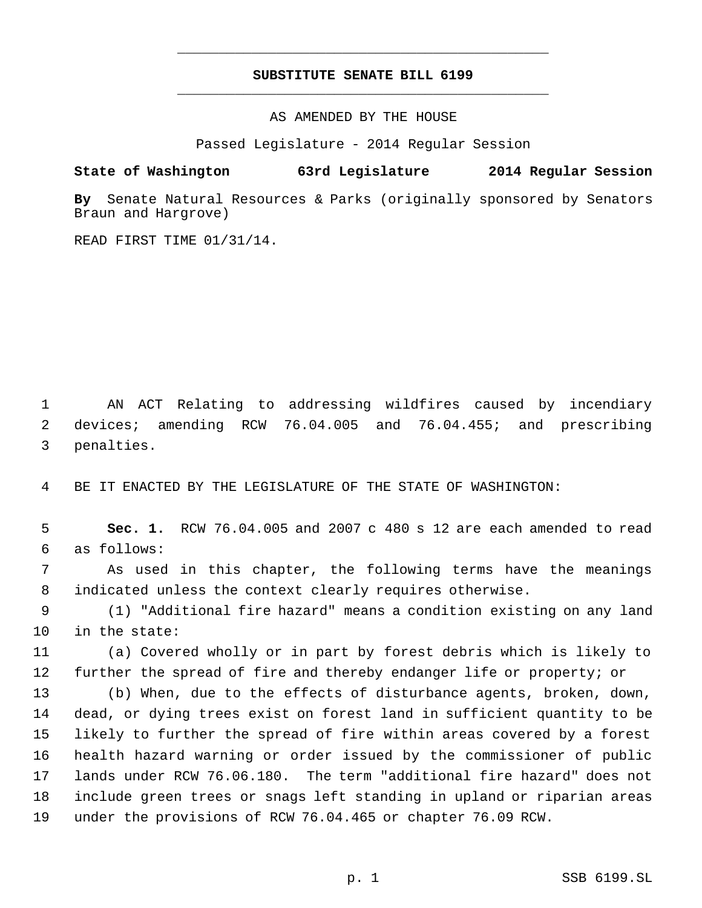# SUBSTITUTE SENATE BILL 6199

AS AMENDED BY THE HOUSE

Passed Legislature - 2014 Regular Session

**State of Washington 63rd Legislature 2014 Regular Session**

**By** Senate Natural Resources & Parks (originally sponsored by Senators Braun and Hargrove)

READ FIRST TIME 01/31/14.

AN ACT Relating to addressing wildfires caused by incendiary devices; amending RCW 76.04.005 and 76.04.455; and prescribing penalties.

BE IT ENACTED BY THE LEGISLATURE OF THE STATE OF WASHINGTON:

**Sec. 1.** RCW 76.04.005 and 2007 c 480 s 12 are each amended to read as follows:

As used in this chapter, the following terms have the meanings indicated unless the context clearly requires otherwise.

(1) "Additional fire hazard" means a condition existing on any land in the state:

(a) Covered wholly or in part by forest debris which is likely to further the spread of fire and thereby endanger life or property; or

(b) When, due to the effects of disturbance agents, broken, down, dead, or dying trees exist on forest land in sufficient quantity to be likely to further the spread of fire within areas covered by a forest health hazard warning or order issued by the commissioner of public lands under RCW 76.06.180. The term "additional fire hazard" does not include green trees or snags left standing in upland or riparian areas under the provisions of RCW 76.04.465 or chapter 76.09 RCW.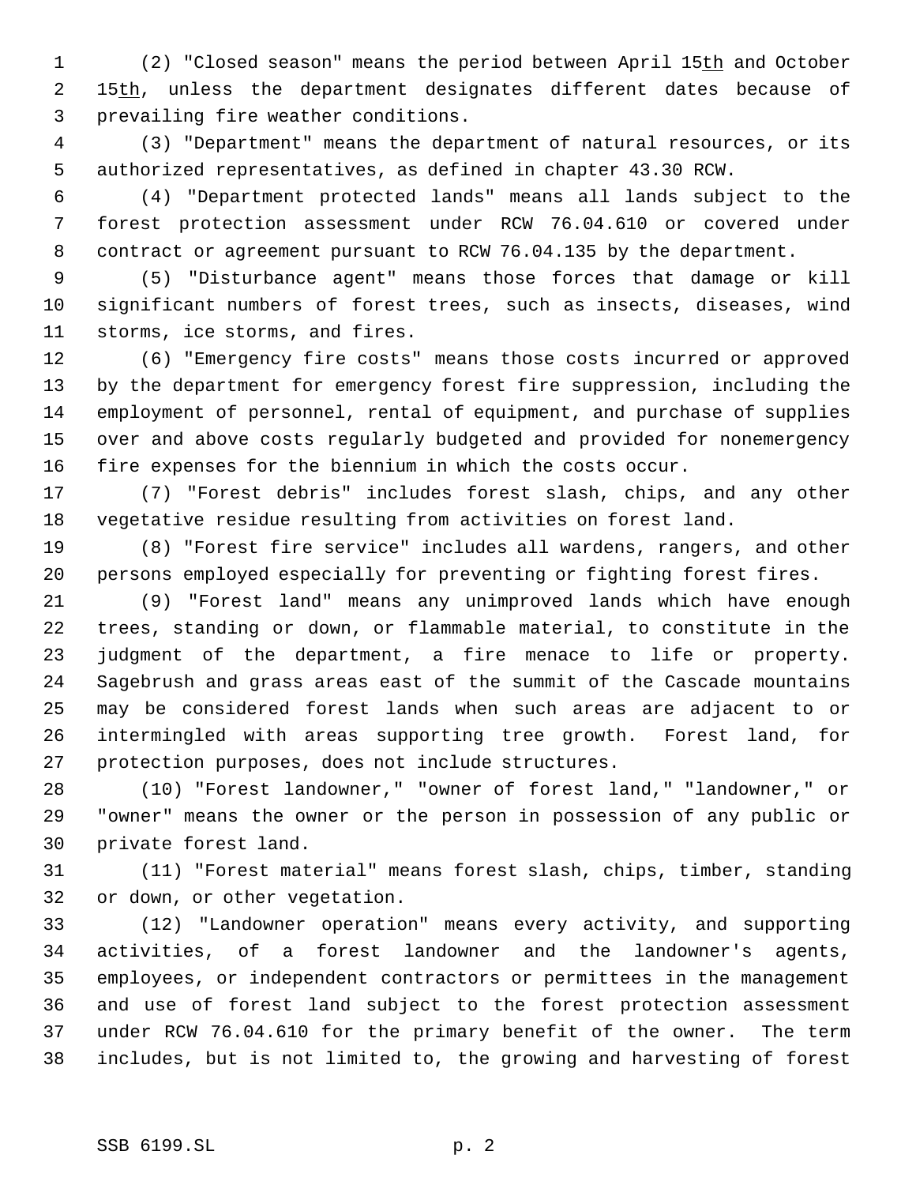(2) "Closed season" means the period between April 15th and October 15th, unless the department designates different dates because of prevailing fire weather conditions.

(3) "Department" means the department of natural resources, or its authorized representatives, as defined in chapter 43.30 RCW.

(4) "Department protected lands" means all lands subject to the forest protection assessment under RCW 76.04.610 or covered under contract or agreement pursuant to RCW 76.04.135 by the department.

(5) "Disturbance agent" means those forces that damage or kill significant numbers of forest trees, such as insects, diseases, wind storms, ice storms, and fires.

(6) "Emergency fire costs" means those costs incurred or approved by the department for emergency forest fire suppression, including the employment of personnel, rental of equipment, and purchase of supplies over and above costs regularly budgeted and provided for nonemergency fire expenses for the biennium in which the costs occur.

(7) "Forest debris" includes forest slash, chips, and any other vegetative residue resulting from activities on forest land.

(8) "Forest fire service" includes all wardens, rangers, and other persons employed especially for preventing or fighting forest fires.

(9) "Forest land" means any unimproved lands which have enough trees, standing or down, or flammable material, to constitute in the judgment of the department, a fire menace to life or property. Sagebrush and grass areas east of the summit of the Cascade mountains may be considered forest lands when such areas are adjacent to or intermingled with areas supporting tree growth. Forest land, for protection purposes, does not include structures.

(10) "Forest landowner," "owner of forest land," "landowner," or "owner" means the owner or the person in possession of any public or private forest land.

(11) "Forest material" means forest slash, chips, timber, standing or down, or other vegetation.

(12) "Landowner operation" means every activity, and supporting activities, of a forest landowner and the landowner's agents, employees, or independent contractors or permittees in the management and use of forest land subject to the forest protection assessment under RCW 76.04.610 for the primary benefit of the owner. The term includes, but is not limited to, the growing and harvesting of forest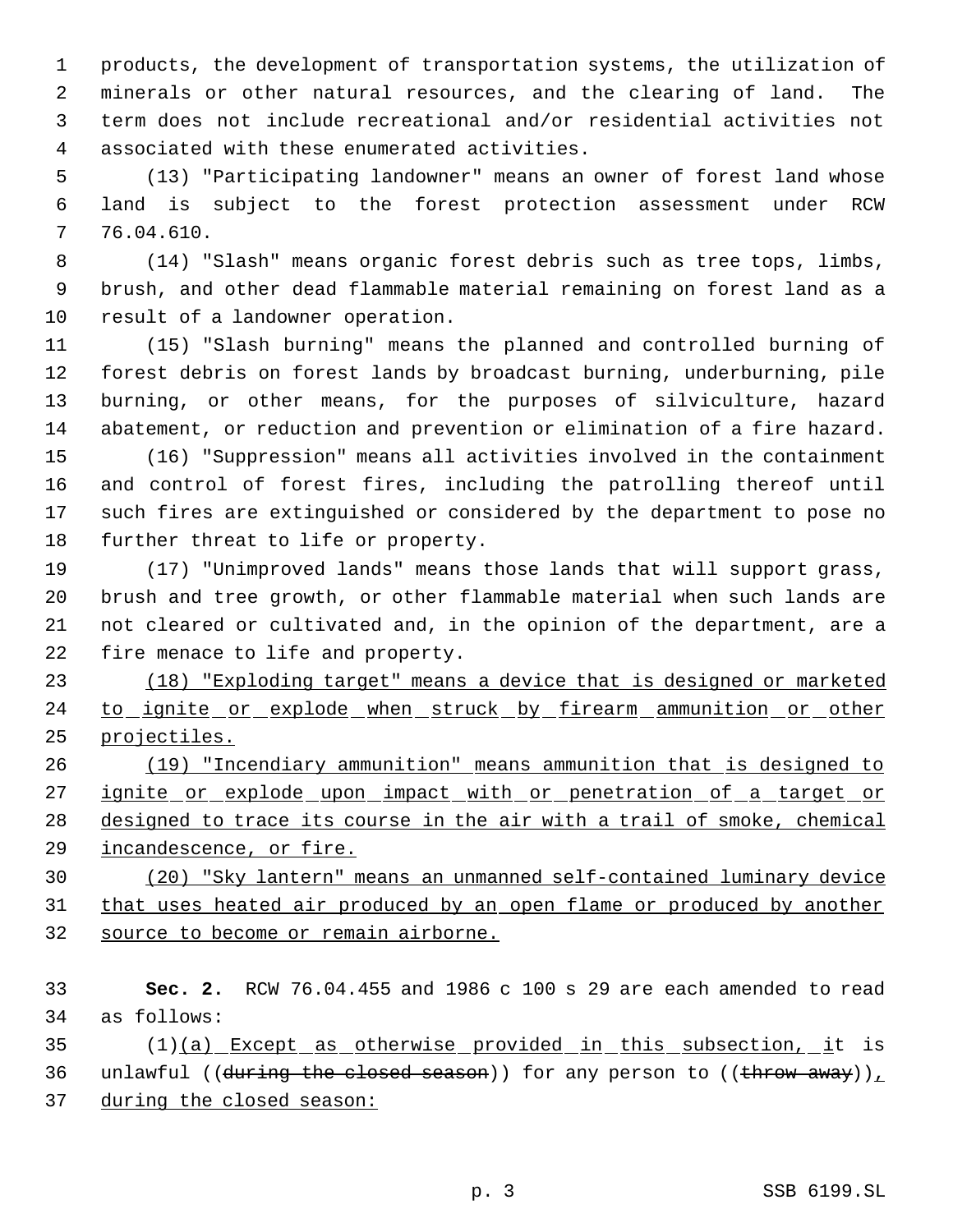products, the development of transportation systems, the utilization of minerals or other natural resources, and the clearing of land. The term does not include recreational and/or residential activities not associated with these enumerated activities.

(13) "Participating landowner" means an owner of forest land whose land is subject to the forest protection assessment under RCW 76.04.610.

(14) "Slash" means organic forest debris such as tree tops, limbs, brush, and other dead flammable material remaining on forest land as a result of a landowner operation.

(15) "Slash burning" means the planned and controlled burning of forest debris on forest lands by broadcast burning, underburning, pile burning, or other means, for the purposes of silviculture, hazard abatement, or reduction and prevention or elimination of a fire hazard.

(16) "Suppression" means all activities involved in the containment and control of forest fires, including the patrolling thereof until such fires are extinguished or considered by the department to pose no further threat to life or property.

(17) "Unimproved lands" means those lands that will support grass, brush and tree growth, or other flammable material when such lands are not cleared or cultivated and, in the opinion of the department, are a fire menace to life and property.

(18) "Exploding target" means a device that is designed or marketed to ignite or explode when struck by firearm ammunition or other projectiles.

(19) "Incendiary ammunition" means ammunition that is designed to ignite or explode upon impact with or penetration of a target or designed to trace its course in the air with a trail of smoke, chemical incandescence, or fire.

(20) "Sky lantern" means an unmanned self-contained luminary device that uses heated air produced by an open flame or produced by another source to become or remain airborne.

**Sec. 2.** RCW 76.04.455 and 1986 c 100 s 29 are each amended to read as follows:

(1)(a) Except as otherwise provided in this subsection, it is unlawful ((~~during the closed season~~)) for any person to ((~~throw away~~)), during the closed season: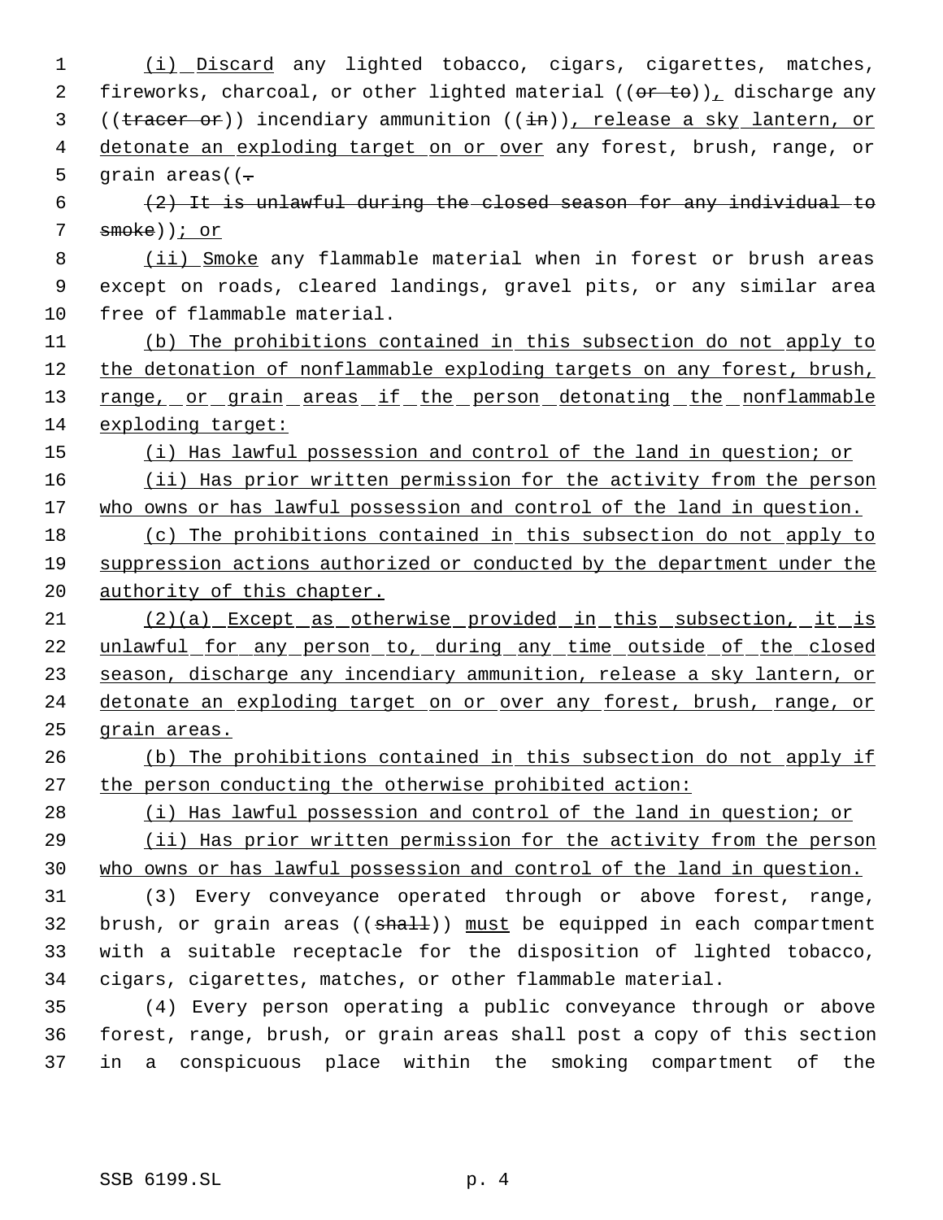(i) Discard any lighted tobacco, cigars, cigarettes, matches, fireworks, charcoal, or other lighted material ((~~or to~~)), discharge any ((~~tracer or~~)) incendiary ammunition ((~~in~~)), release a sky lantern, or detonate an exploding target on or over any forest, brush, range, or grain areas((~~.~~

~~(2) It is unlawful during the closed season for any individual to smoke~~)); or

(ii) Smoke any flammable material when in forest or brush areas except on roads, cleared landings, gravel pits, or any similar area free of flammable material.

(b) The prohibitions contained in this subsection do not apply to the detonation of nonflammable exploding targets on any forest, brush, range, or grain areas if the person detonating the nonflammable exploding target:

(i) Has lawful possession and control of the land in question; or

(ii) Has prior written permission for the activity from the person who owns or has lawful possession and control of the land in question.

(c) The prohibitions contained in this subsection do not apply to suppression actions authorized or conducted by the department under the authority of this chapter.

(2)(a) Except as otherwise provided in this subsection, it is unlawful for any person to, during any time outside of the closed season, discharge any incendiary ammunition, release a sky lantern, or detonate an exploding target on or over any forest, brush, range, or grain areas.

(b) The prohibitions contained in this subsection do not apply if the person conducting the otherwise prohibited action:

(i) Has lawful possession and control of the land in question; or

(ii) Has prior written permission for the activity from the person who owns or has lawful possession and control of the land in question.

(3) Every conveyance operated through or above forest, range, brush, or grain areas ((~~shall~~)) must be equipped in each compartment with a suitable receptacle for the disposition of lighted tobacco, cigars, cigarettes, matches, or other flammable material.

(4) Every person operating a public conveyance through or above forest, range, brush, or grain areas shall post a copy of this section in a conspicuous place within the smoking compartment of the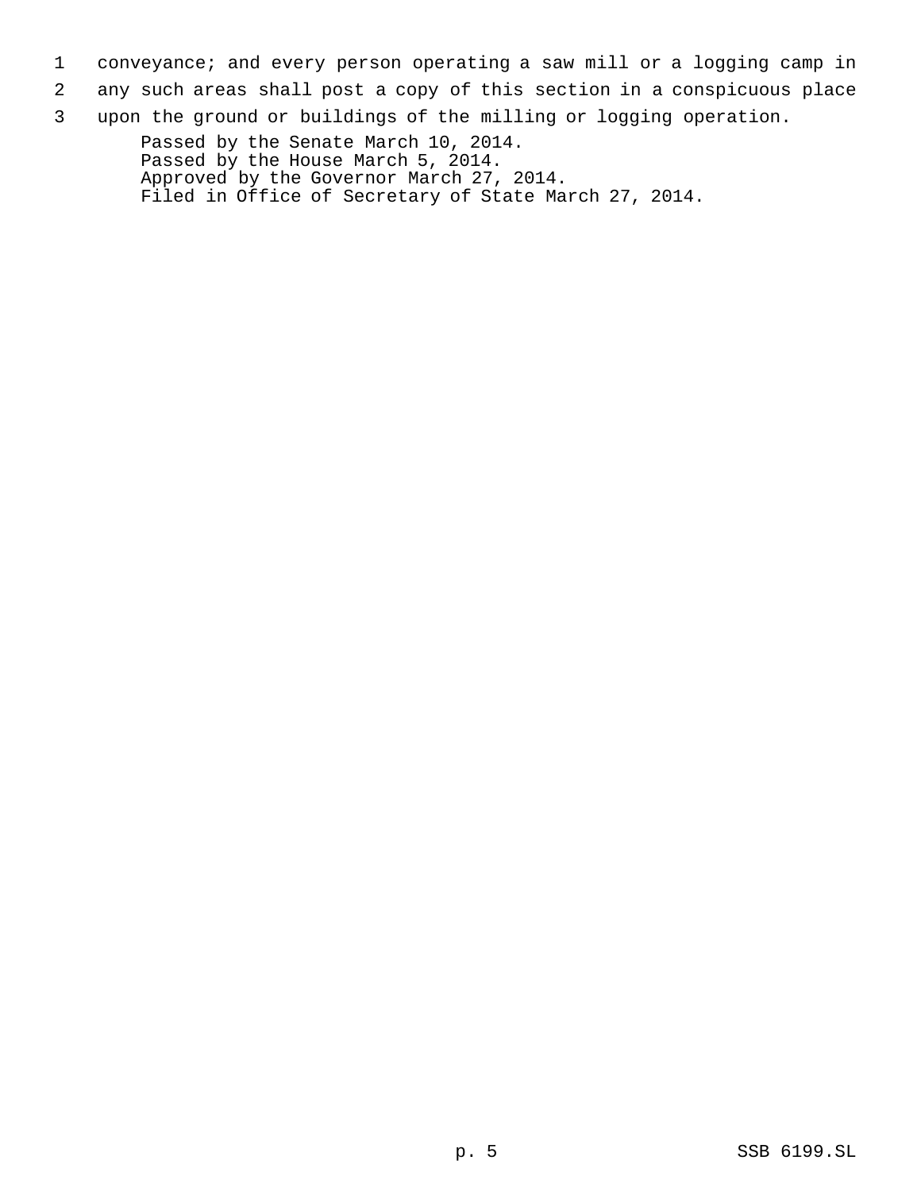conveyance; and every person operating a saw mill or a logging camp in any such areas shall post a copy of this section in a conspicuous place upon the ground or buildings of the milling or logging operation.

Passed by the Senate March 10, 2014.
Passed by the House March 5, 2014.
Approved by the Governor March 27, 2014.
Filed in Office of Secretary of State March 27, 2014.